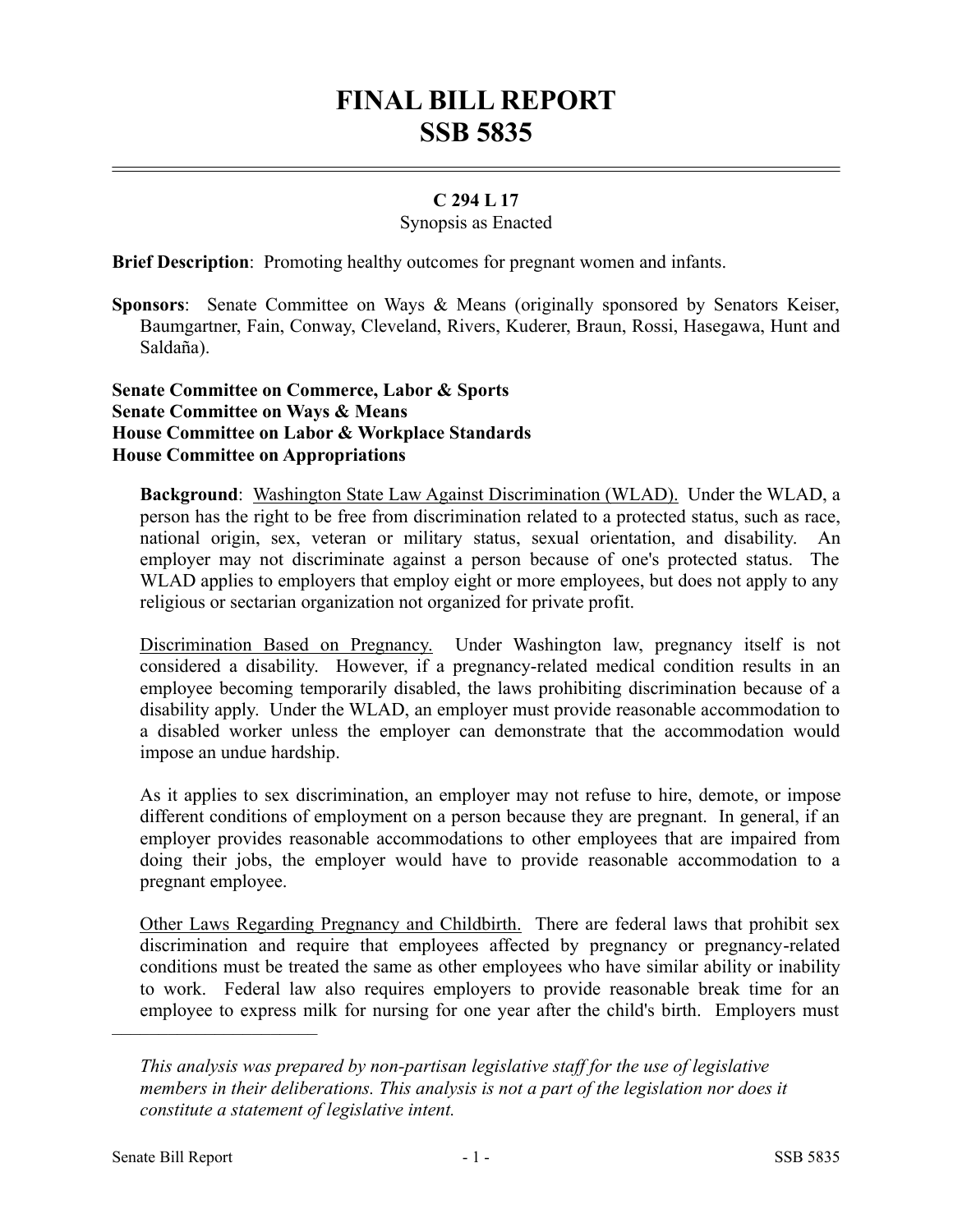# FINAL BILL REPORT
# SSB 5835

**C 294 L 17**

Synopsis as Enacted

**Brief Description**: Promoting healthy outcomes for pregnant women and infants.

**Sponsors**: Senate Committee on Ways & Means (originally sponsored by Senators Keiser, Baumgartner, Fain, Conway, Cleveland, Rivers, Kuderer, Braun, Rossi, Hasegawa, Hunt and Saldaña).

**Senate Committee on Commerce, Labor & Sports**
**Senate Committee on Ways & Means**
**House Committee on Labor & Workplace Standards**
**House Committee on Appropriations**

**Background**: Washington State Law Against Discrimination (WLAD). Under the WLAD, a person has the right to be free from discrimination related to a protected status, such as race, national origin, sex, veteran or military status, sexual orientation, and disability. An employer may not discriminate against a person because of one's protected status. The WLAD applies to employers that employ eight or more employees, but does not apply to any religious or sectarian organization not organized for private profit.

Discrimination Based on Pregnancy. Under Washington law, pregnancy itself is not considered a disability. However, if a pregnancy-related medical condition results in an employee becoming temporarily disabled, the laws prohibiting discrimination because of a disability apply. Under the WLAD, an employer must provide reasonable accommodation to a disabled worker unless the employer can demonstrate that the accommodation would impose an undue hardship.

As it applies to sex discrimination, an employer may not refuse to hire, demote, or impose different conditions of employment on a person because they are pregnant. In general, if an employer provides reasonable accommodations to other employees that are impaired from doing their jobs, the employer would have to provide reasonable accommodation to a pregnant employee.

Other Laws Regarding Pregnancy and Childbirth. There are federal laws that prohibit sex discrimination and require that employees affected by pregnancy or pregnancy-related conditions must be treated the same as other employees who have similar ability or inability to work. Federal law also requires employers to provide reasonable break time for an employee to express milk for nursing for one year after the child's birth. Employers must

---

*This analysis was prepared by non-partisan legislative staff for the use of legislative members in their deliberations. This analysis is not a part of the legislation nor does it constitute a statement of legislative intent.*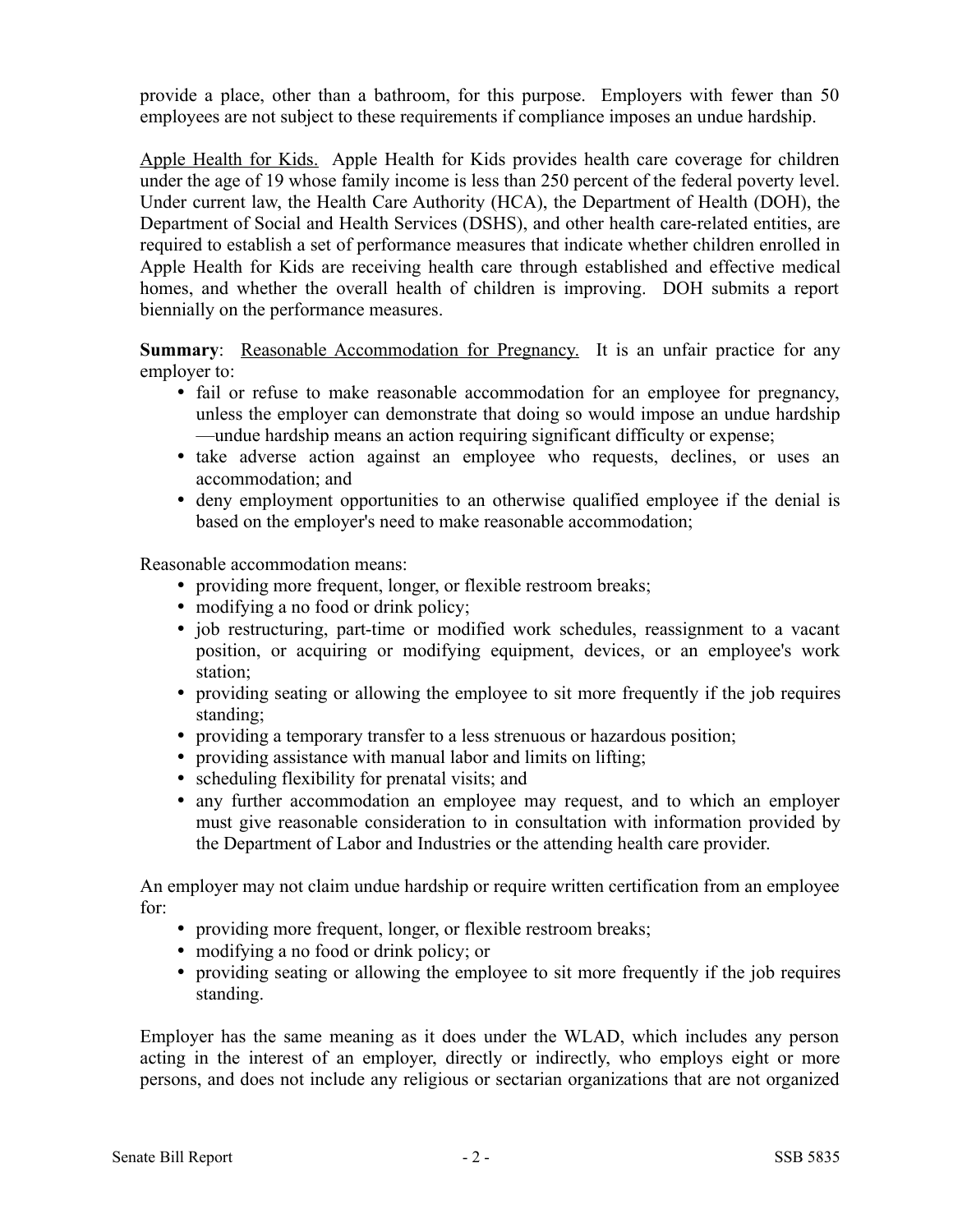provide a place, other than a bathroom, for this purpose. Employers with fewer than 50 employees are not subject to these requirements if compliance imposes an undue hardship.

Apple Health for Kids. Apple Health for Kids provides health care coverage for children under the age of 19 whose family income is less than 250 percent of the federal poverty level. Under current law, the Health Care Authority (HCA), the Department of Health (DOH), the Department of Social and Health Services (DSHS), and other health care-related entities, are required to establish a set of performance measures that indicate whether children enrolled in Apple Health for Kids are receiving health care through established and effective medical homes, and whether the overall health of children is improving. DOH submits a report biennially on the performance measures.

**Summary**: Reasonable Accommodation for Pregnancy. It is an unfair practice for any employer to:

- fail or refuse to make reasonable accommodation for an employee for pregnancy, unless the employer can demonstrate that doing so would impose an undue hardship —undue hardship means an action requiring significant difficulty or expense;
- take adverse action against an employee who requests, declines, or uses an accommodation; and
- deny employment opportunities to an otherwise qualified employee if the denial is based on the employer's need to make reasonable accommodation;

Reasonable accommodation means:

- providing more frequent, longer, or flexible restroom breaks;
- modifying a no food or drink policy;
- job restructuring, part-time or modified work schedules, reassignment to a vacant position, or acquiring or modifying equipment, devices, or an employee's work station;
- providing seating or allowing the employee to sit more frequently if the job requires standing;
- providing a temporary transfer to a less strenuous or hazardous position;
- providing assistance with manual labor and limits on lifting;
- scheduling flexibility for prenatal visits; and
- any further accommodation an employee may request, and to which an employer must give reasonable consideration to in consultation with information provided by the Department of Labor and Industries or the attending health care provider.

An employer may not claim undue hardship or require written certification from an employee for:

- providing more frequent, longer, or flexible restroom breaks;
- modifying a no food or drink policy; or
- providing seating or allowing the employee to sit more frequently if the job requires standing.

Employer has the same meaning as it does under the WLAD, which includes any person acting in the interest of an employer, directly or indirectly, who employs eight or more persons, and does not include any religious or sectarian organizations that are not organized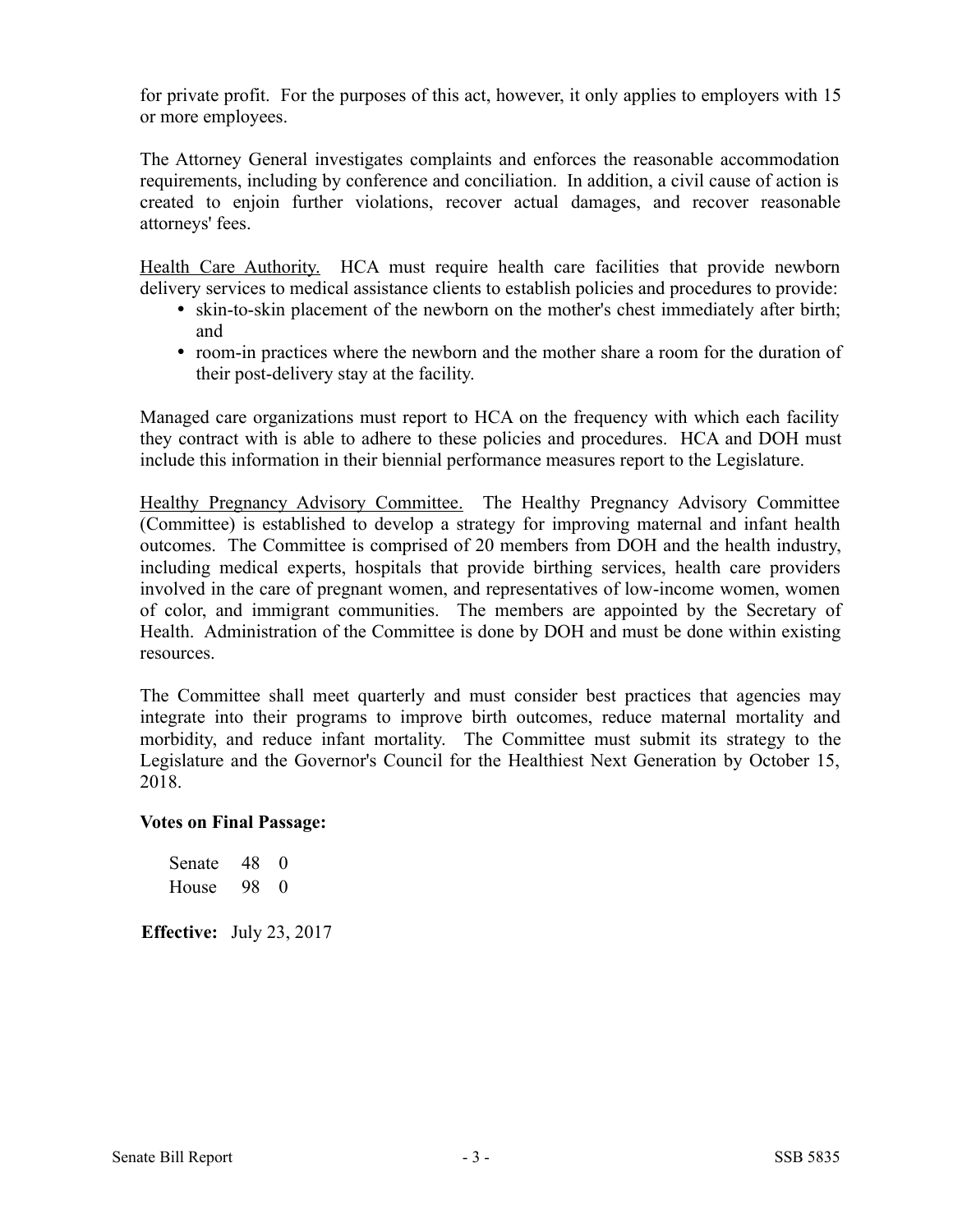for private profit. For the purposes of this act, however, it only applies to employers with 15 or more employees.

The Attorney General investigates complaints and enforces the reasonable accommodation requirements, including by conference and conciliation. In addition, a civil cause of action is created to enjoin further violations, recover actual damages, and recover reasonable attorneys' fees.

Health Care Authority. HCA must require health care facilities that provide newborn delivery services to medical assistance clients to establish policies and procedures to provide:

- skin-to-skin placement of the newborn on the mother's chest immediately after birth; and
- room-in practices where the newborn and the mother share a room for the duration of their post-delivery stay at the facility.

Managed care organizations must report to HCA on the frequency with which each facility they contract with is able to adhere to these policies and procedures. HCA and DOH must include this information in their biennial performance measures report to the Legislature.

Healthy Pregnancy Advisory Committee. The Healthy Pregnancy Advisory Committee (Committee) is established to develop a strategy for improving maternal and infant health outcomes. The Committee is comprised of 20 members from DOH and the health industry, including medical experts, hospitals that provide birthing services, health care providers involved in the care of pregnant women, and representatives of low-income women, women of color, and immigrant communities. The members are appointed by the Secretary of Health. Administration of the Committee is done by DOH and must be done within existing resources.

The Committee shall meet quarterly and must consider best practices that agencies may integrate into their programs to improve birth outcomes, reduce maternal mortality and morbidity, and reduce infant mortality. The Committee must submit its strategy to the Legislature and the Governor's Council for the Healthiest Next Generation by October 15, 2018.

**Votes on Final Passage:**

| | | |
|---|---|---|
| Senate | 48 | 0 |
| House | 98 | 0 |

**Effective:** July 23, 2017